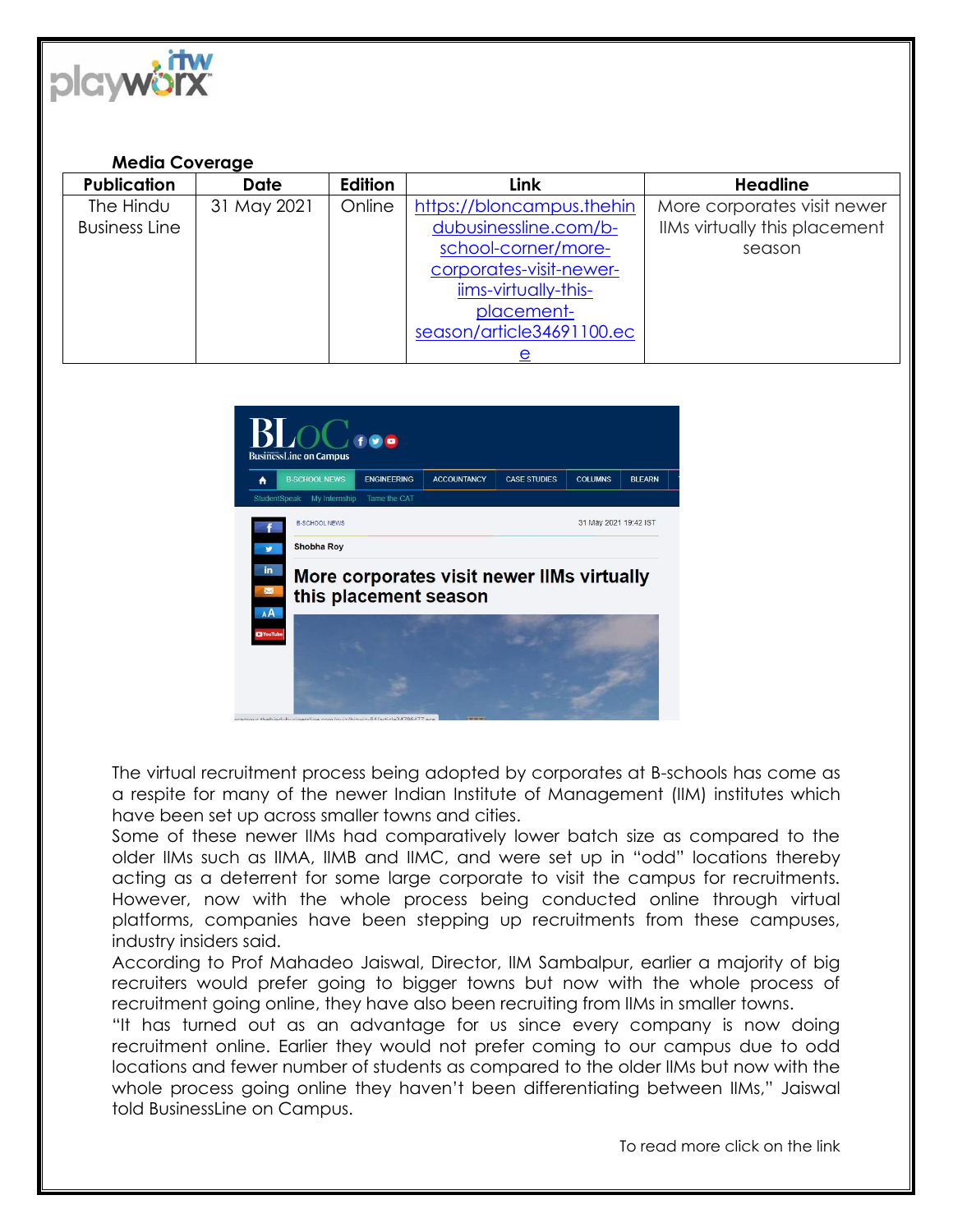**Media Coverage**

| Publication | Date | Edition | Link | Headline |
|---|---|---|---|---|
| The Hindu Business Line | 31 May 2021 | Online | https://bloncampus.thehindubusinessline.com/b-school-corner/more-corporates-visit-newer-iims-virtually-this-placement-season/article34691100.ece | More corporates visit newer IIMs virtually this placement season |

The virtual recruitment process being adopted by corporates at B-schools has come as a respite for many of the newer Indian Institute of Management (IIM) institutes which have been set up across smaller towns and cities.

Some of these newer IIMs had comparatively lower batch size as compared to the older IIMs such as IIMA, IIMB and IIMC, and were set up in "odd" locations thereby acting as a deterrent for some large corporate to visit the campus for recruitments. However, now with the whole process being conducted online through virtual platforms, companies have been stepping up recruitments from these campuses, industry insiders said.

According to Prof Mahadeo Jaiswal, Director, IIM Sambalpur, earlier a majority of big recruiters would prefer going to bigger towns but now with the whole process of recruitment going online, they have also been recruiting from IIMs in smaller towns.

"It has turned out as an advantage for us since every company is now doing recruitment online. Earlier they would not prefer coming to our campus due to odd locations and fewer number of students as compared to the older IIMs but now with the whole process going online they haven't been differentiating between IIMs," Jaiswal told BusinessLine on Campus.

To read more click on the link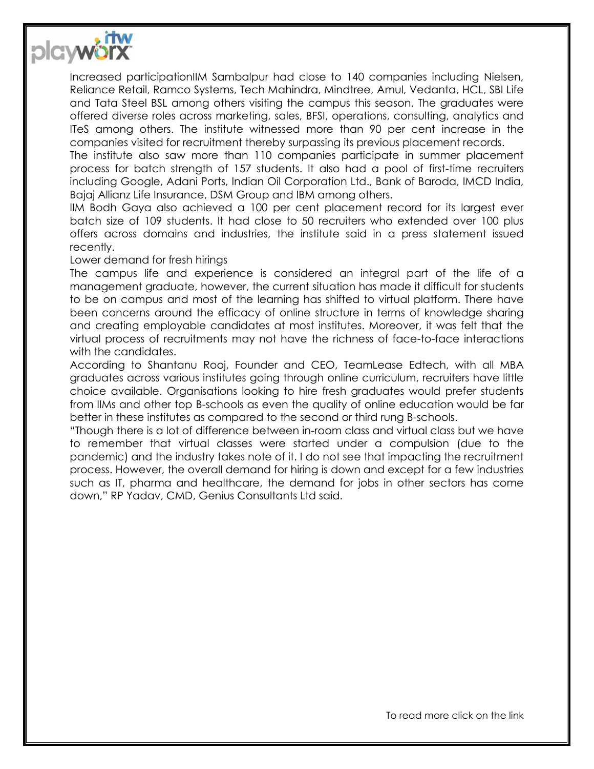Increased participationIIM Sambalpur had close to 140 companies including Nielsen, Reliance Retail, Ramco Systems, Tech Mahindra, Mindtree, Amul, Vedanta, HCL, SBI Life and Tata Steel BSL among others visiting the campus this season. The graduates were offered diverse roles across marketing, sales, BFSI, operations, consulting, analytics and ITeS among others. The institute witnessed more than 90 per cent increase in the companies visited for recruitment thereby surpassing its previous placement records.

The institute also saw more than 110 companies participate in summer placement process for batch strength of 157 students. It also had a pool of first-time recruiters including Google, Adani Ports, Indian Oil Corporation Ltd., Bank of Baroda, IMCD India, Bajaj Allianz Life Insurance, DSM Group and IBM among others.

IIM Bodh Gaya also achieved a 100 per cent placement record for its largest ever batch size of 109 students. It had close to 50 recruiters who extended over 100 plus offers across domains and industries, the institute said in a press statement issued recently.

Lower demand for fresh hirings

The campus life and experience is considered an integral part of the life of a management graduate, however, the current situation has made it difficult for students to be on campus and most of the learning has shifted to virtual platform. There have been concerns around the efficacy of online structure in terms of knowledge sharing and creating employable candidates at most institutes. Moreover, it was felt that the virtual process of recruitments may not have the richness of face-to-face interactions with the candidates.

According to Shantanu Rooj, Founder and CEO, TeamLease Edtech, with all MBA graduates across various institutes going through online curriculum, recruiters have little choice available. Organisations looking to hire fresh graduates would prefer students from IIMs and other top B-schools as even the quality of online education would be far better in these institutes as compared to the second or third rung B-schools.

"Though there is a lot of difference between in-room class and virtual class but we have to remember that virtual classes were started under a compulsion (due to the pandemic) and the industry takes note of it. I do not see that impacting the recruitment process. However, the overall demand for hiring is down and except for a few industries such as IT, pharma and healthcare, the demand for jobs in other sectors has come down," RP Yadav, CMD, Genius Consultants Ltd said.

To read more click on the link